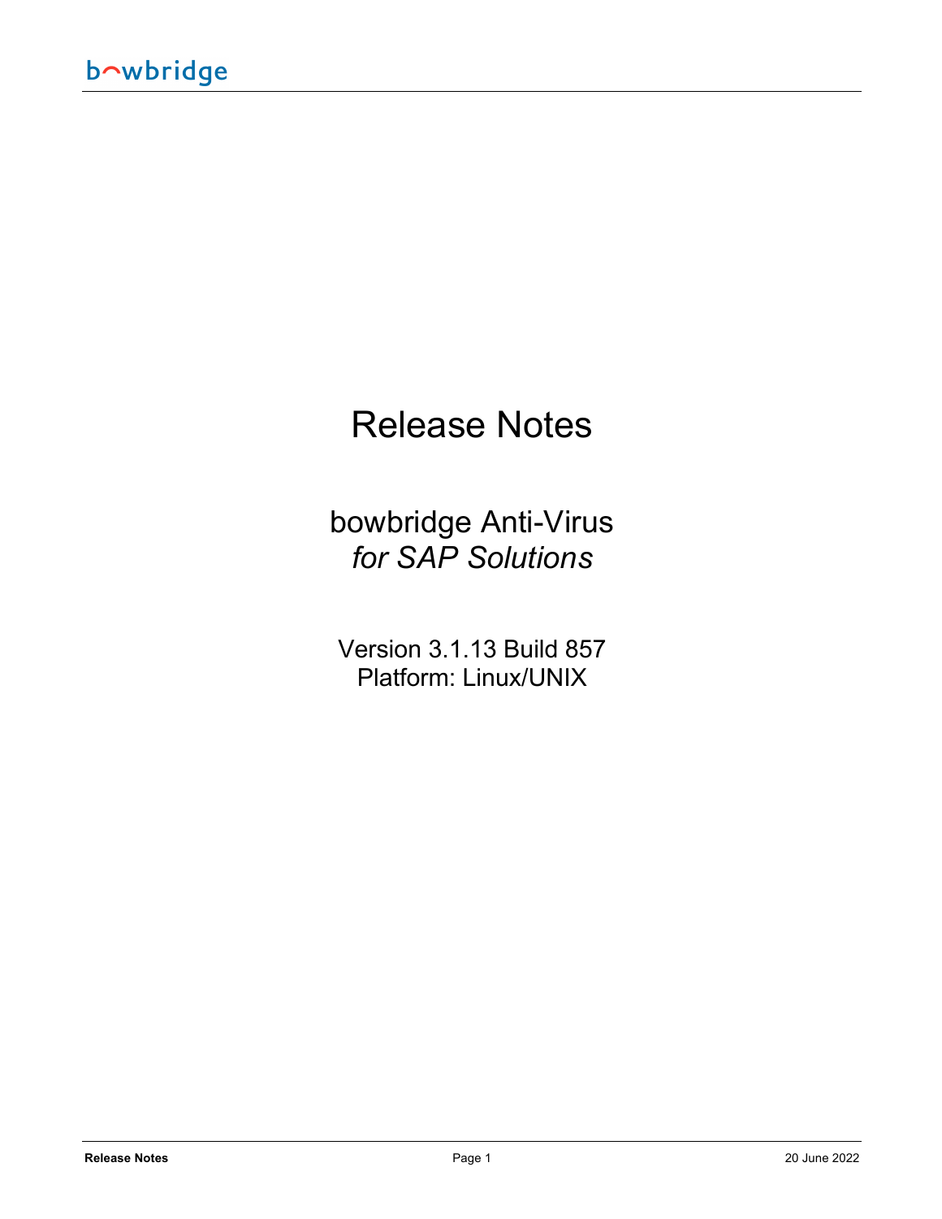# Release Notes

## bowbridge Anti-Virus
## *for SAP Solutions*

Version 3.1.13 Build 857
Platform: Linux/UNIX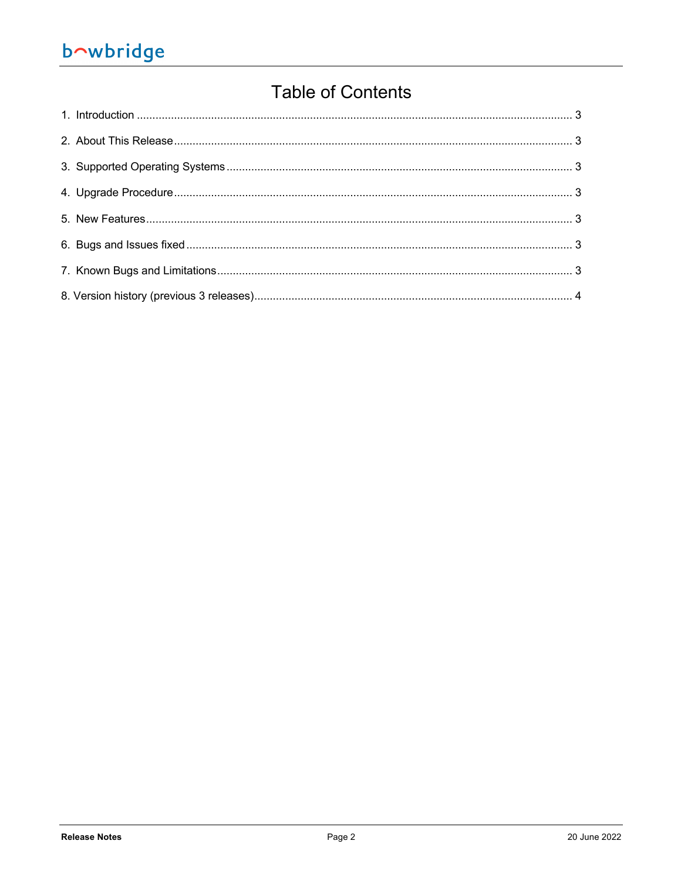# Table of Contents

1. Introduction ........................................................................................................................................ 3
2. About This Release ............................................................................................................................ 3
3. Supported Operating Systems ........................................................................................................... 3
4. Upgrade Procedure ............................................................................................................................ 3
5. New Features ..................................................................................................................................... 3
6. Bugs and Issues fixed ........................................................................................................................ 3
7. Known Bugs and Limitations .............................................................................................................. 3
8. Version history (previous 3 releases) ................................................................................................... 4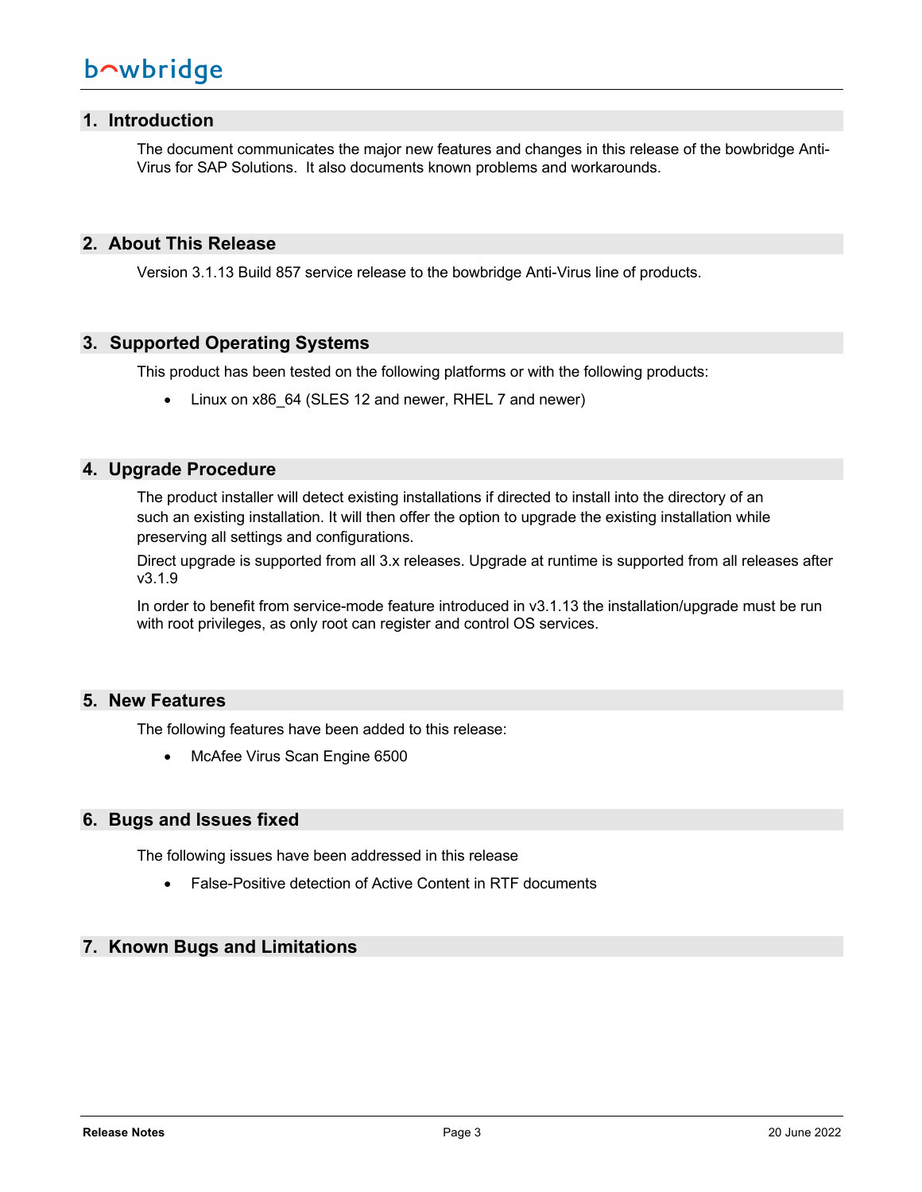## 1. Introduction

The document communicates the major new features and changes in this release of the bowbridge Anti-Virus for SAP Solutions.  It also documents known problems and workarounds.

## 2. About This Release

Version 3.1.13 Build 857 service release to the bowbridge Anti-Virus line of products.

## 3. Supported Operating Systems

This product has been tested on the following platforms or with the following products:

- Linux on x86_64 (SLES 12 and newer, RHEL 7 and newer)

## 4. Upgrade Procedure

The product installer will detect existing installations if directed to install into the directory of an such an existing installation. It will then offer the option to upgrade the existing installation while preserving all settings and configurations.

Direct upgrade is supported from all 3.x releases. Upgrade at runtime is supported from all releases after v3.1.9

In order to benefit from service-mode feature introduced in v3.1.13 the installation/upgrade must be run with root privileges, as only root can register and control OS services.

## 5. New Features

The following features have been added to this release:

- McAfee Virus Scan Engine 6500

## 6. Bugs and Issues fixed

The following issues have been addressed in this release

- False-Positive detection of Active Content in RTF documents

## 7. Known Bugs and Limitations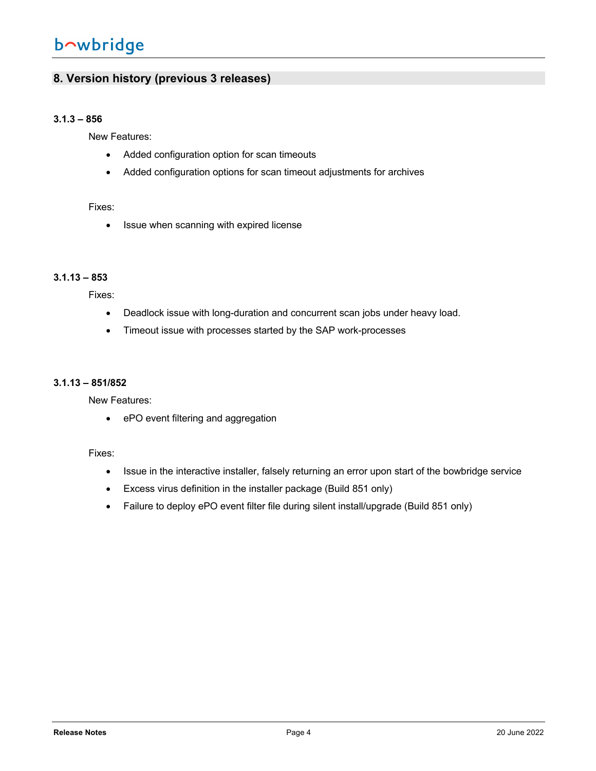## 8. Version history (previous 3 releases)

### 3.1.3 – 856

New Features:

- Added configuration option for scan timeouts
- Added configuration options for scan timeout adjustments for archives

Fixes:

- Issue when scanning with expired license

### 3.1.13 – 853

Fixes:

- Deadlock issue with long-duration and concurrent scan jobs under heavy load.
- Timeout issue with processes started by the SAP work-processes

### 3.1.13 – 851/852

New Features:

- ePO event filtering and aggregation

Fixes:

- Issue in the interactive installer, falsely returning an error upon start of the bowbridge service
- Excess virus definition in the installer package (Build 851 only)
- Failure to deploy ePO event filter file during silent install/upgrade (Build 851 only)